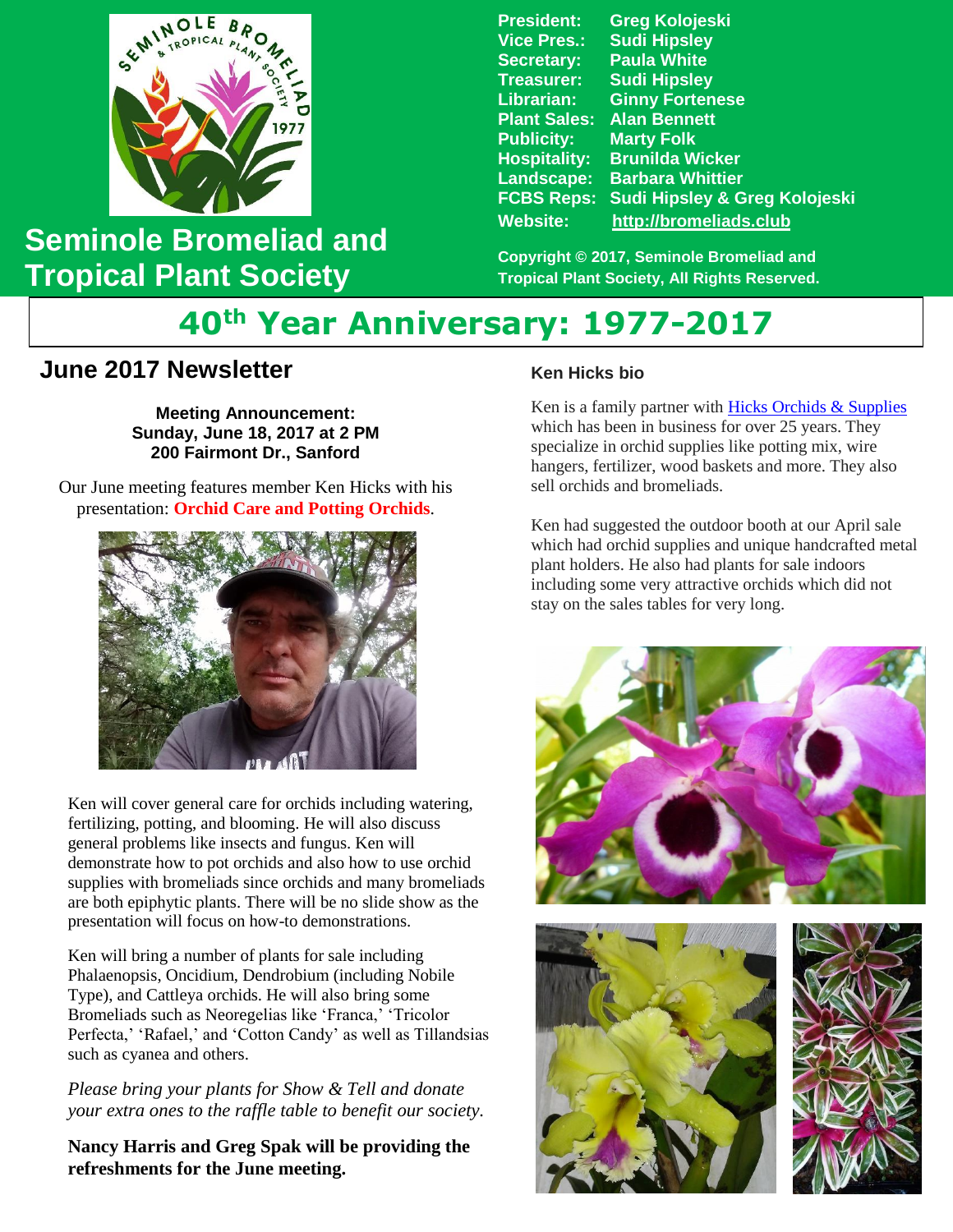# Seminole Bromeliad and Tropical Plant Society

**President:** Greg Kolojeski
**Vice Pres.:** Sudi Hipsley
**Secretary:** Paula White
**Treasurer:** Sudi Hipsley
**Librarian:** Ginny Fortenese
**Plant Sales:** Alan Bennett
**Publicity:** Marty Folk
**Hospitality:** Brunilda Wicker
**Landscape:** Barbara Whittier
**FCBS Reps:** Sudi Hipsley & Greg Kolojeski
**Website:** http://bromeliads.club

**Copyright © 2017, Seminole Bromeliad and Tropical Plant Society, All Rights Reserved.**

# 40th Year Anniversary: 1977-2017

## June 2017 Newsletter

**Meeting Announcement:**
**Sunday, June 18, 2017 at 2 PM**
**200 Fairmont Dr., Sanford**

Our June meeting features member Ken Hicks with his presentation: **Orchid Care and Potting Orchids**.

Ken will cover general care for orchids including watering, fertilizing, potting, and blooming. He will also discuss general problems like insects and fungus. Ken will demonstrate how to pot orchids and also how to use orchid supplies with bromeliads since orchids and many bromeliads are both epiphytic plants. There will be no slide show as the presentation will focus on how-to demonstrations.

Ken will bring a number of plants for sale including Phalaenopsis, Oncidium, Dendrobium (including Nobile Type), and Cattleya orchids. He will also bring some Bromeliads such as Neoregelias like 'Franca,' 'Tricolor Perfecta,' 'Rafael,' and 'Cotton Candy' as well as Tillandsias such as cyanea and others.

*Please bring your plants for Show & Tell and donate your extra ones to the raffle table to benefit our society.*

**Nancy Harris and Greg Spak will be providing the refreshments for the June meeting.**

### Ken Hicks bio

Ken is a family partner with Hicks Orchids & Supplies which has been in business for over 25 years. They specialize in orchid supplies like potting mix, wire hangers, fertilizer, wood baskets and more. They also sell orchids and bromeliads.

Ken had suggested the outdoor booth at our April sale which had orchid supplies and unique handcrafted metal plant holders. He also had plants for sale indoors including some very attractive orchids which did not stay on the sales tables for very long.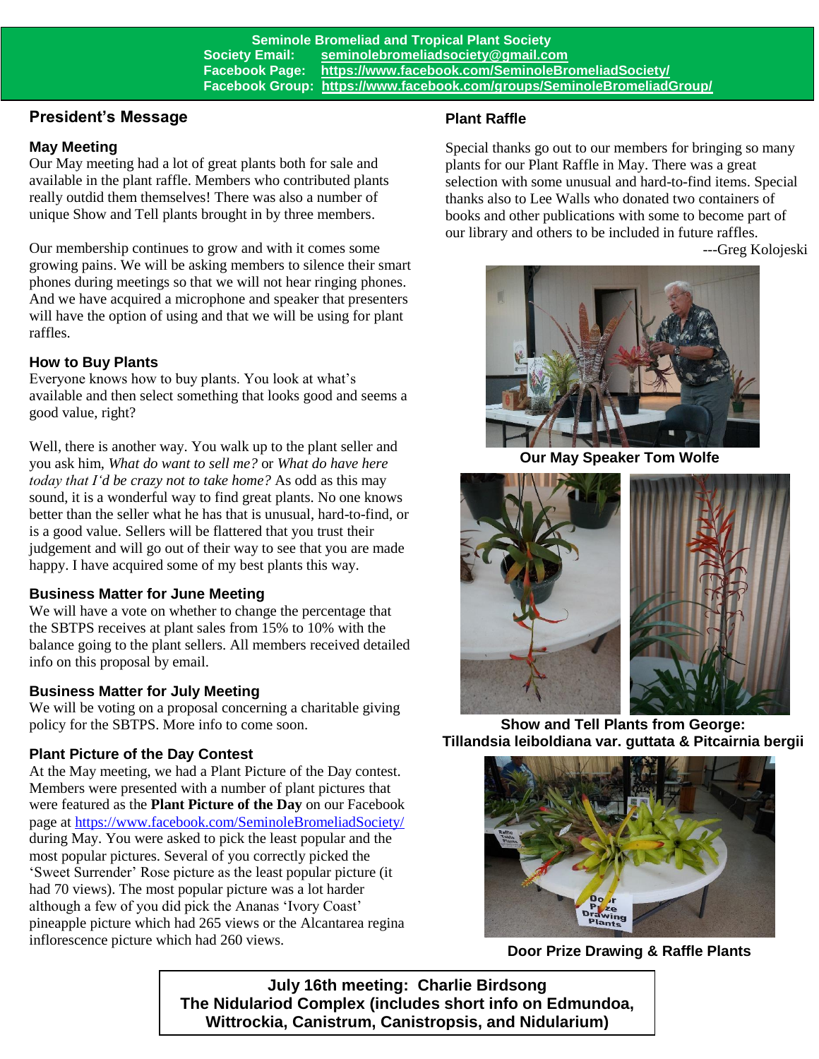**Seminole Bromeliad and Tropical Plant Society**
**Society Email:** seminolebromeliadsociety@gmail.com
**Facebook Page:** https://www.facebook.com/SeminoleBromeliadSociety/
**Facebook Group:** https://www.facebook.com/groups/SeminoleBromeliadGroup/

## President's Message

### May Meeting

Our May meeting had a lot of great plants both for sale and available in the plant raffle. Members who contributed plants really outdid them themselves! There was also a number of unique Show and Tell plants brought in by three members.

Our membership continues to grow and with it comes some growing pains. We will be asking members to silence their smart phones during meetings so that we will not hear ringing phones. And we have acquired a microphone and speaker that presenters will have the option of using and that we will be using for plant raffles.

### How to Buy Plants

Everyone knows how to buy plants. You look at what's available and then select something that looks good and seems a good value, right?

Well, there is another way. You walk up to the plant seller and you ask him, *What do want to sell me?* or *What do have here today that I'd be crazy not to take home?* As odd as this may sound, it is a wonderful way to find great plants. No one knows better than the seller what he has that is unusual, hard-to-find, or is a good value. Sellers will be flattered that you trust their judgement and will go out of their way to see that you are made happy. I have acquired some of my best plants this way.

### Business Matter for June Meeting

We will have a vote on whether to change the percentage that the SBTPS receives at plant sales from 15% to 10% with the balance going to the plant sellers. All members received detailed info on this proposal by email.

### Business Matter for July Meeting

We will be voting on a proposal concerning a charitable giving policy for the SBTPS. More info to come soon.

### Plant Picture of the Day Contest

At the May meeting, we had a Plant Picture of the Day contest. Members were presented with a number of plant pictures that were featured as the **Plant Picture of the Day** on our Facebook page at https://www.facebook.com/SeminoleBromeliadSociety/ during May. You were asked to pick the least popular and the most popular pictures. Several of you correctly picked the 'Sweet Surrender' Rose picture as the least popular picture (it had 70 views). The most popular picture was a lot harder although a few of you did pick the Ananas 'Ivory Coast' pineapple picture which had 265 views or the Alcantarea regina inflorescence picture which had 260 views.

### Plant Raffle

Special thanks go out to our members for bringing so many plants for our Plant Raffle in May. There was a great selection with some unusual and hard-to-find items. Special thanks also to Lee Walls who donated two containers of books and other publications with some to become part of our library and others to be included in future raffles.

---Greg Kolojeski

**Our May Speaker Tom Wolfe**

**Show and Tell Plants from George: Tillandsia leiboldiana var. guttata & Pitcairnia bergii**

**Door Prize Drawing & Raffle Plants**

**July 16th meeting: Charlie Birdsong**
**The Nidulariod Complex (includes short info on Edmundoa, Wittrockia, Canistrum, Canistropsis, and Nidularium)**